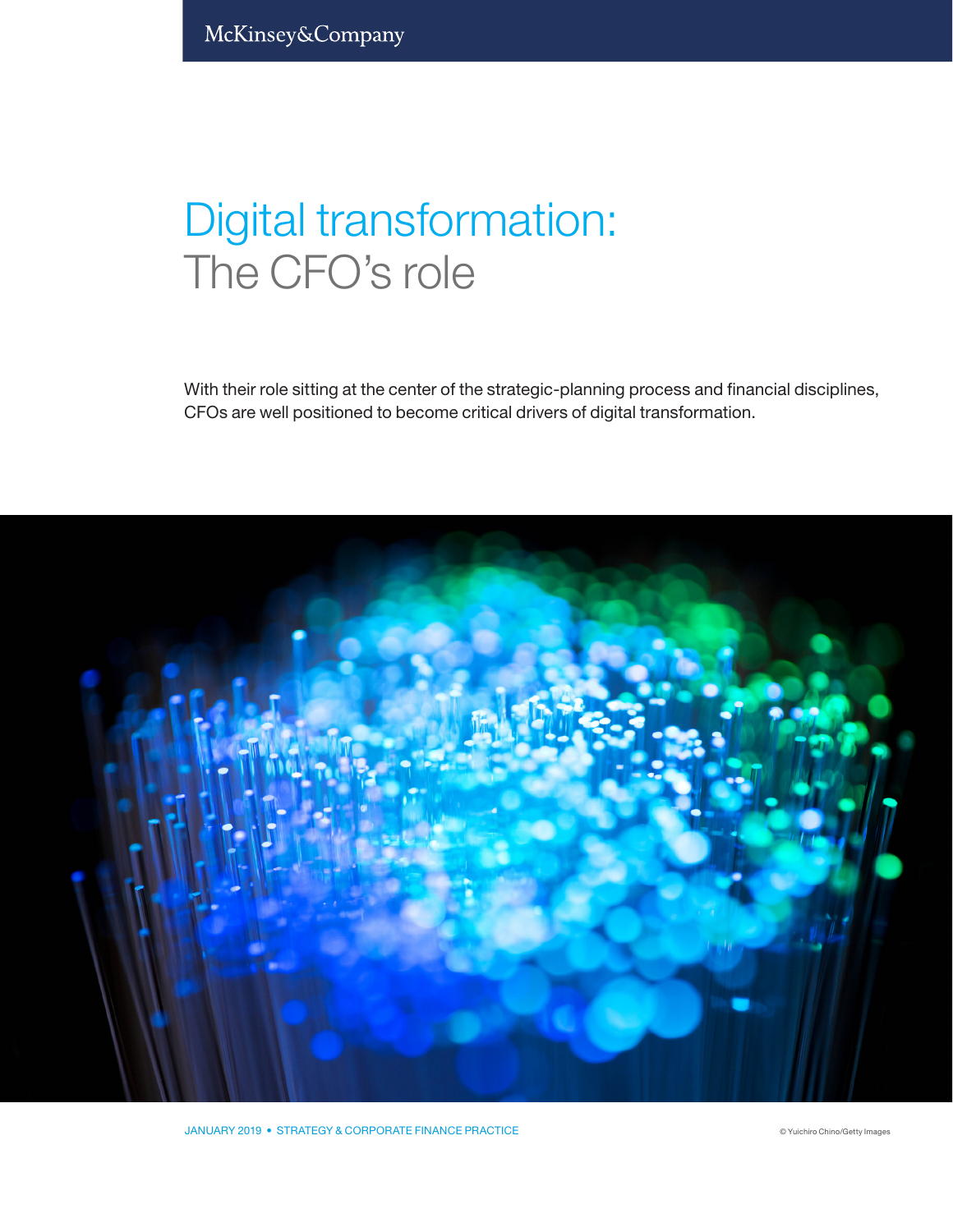McKinsey&Company

# Digital transformation: The CFO's role

With their role sitting at the center of the strategic-planning process and financial disciplines, CFOs are well positioned to become critical drivers of digital transformation.

JANUARY 2019 • STRATEGY & CORPORATE FINANCE PRACTICE

© Yuichiro Chino/Getty Images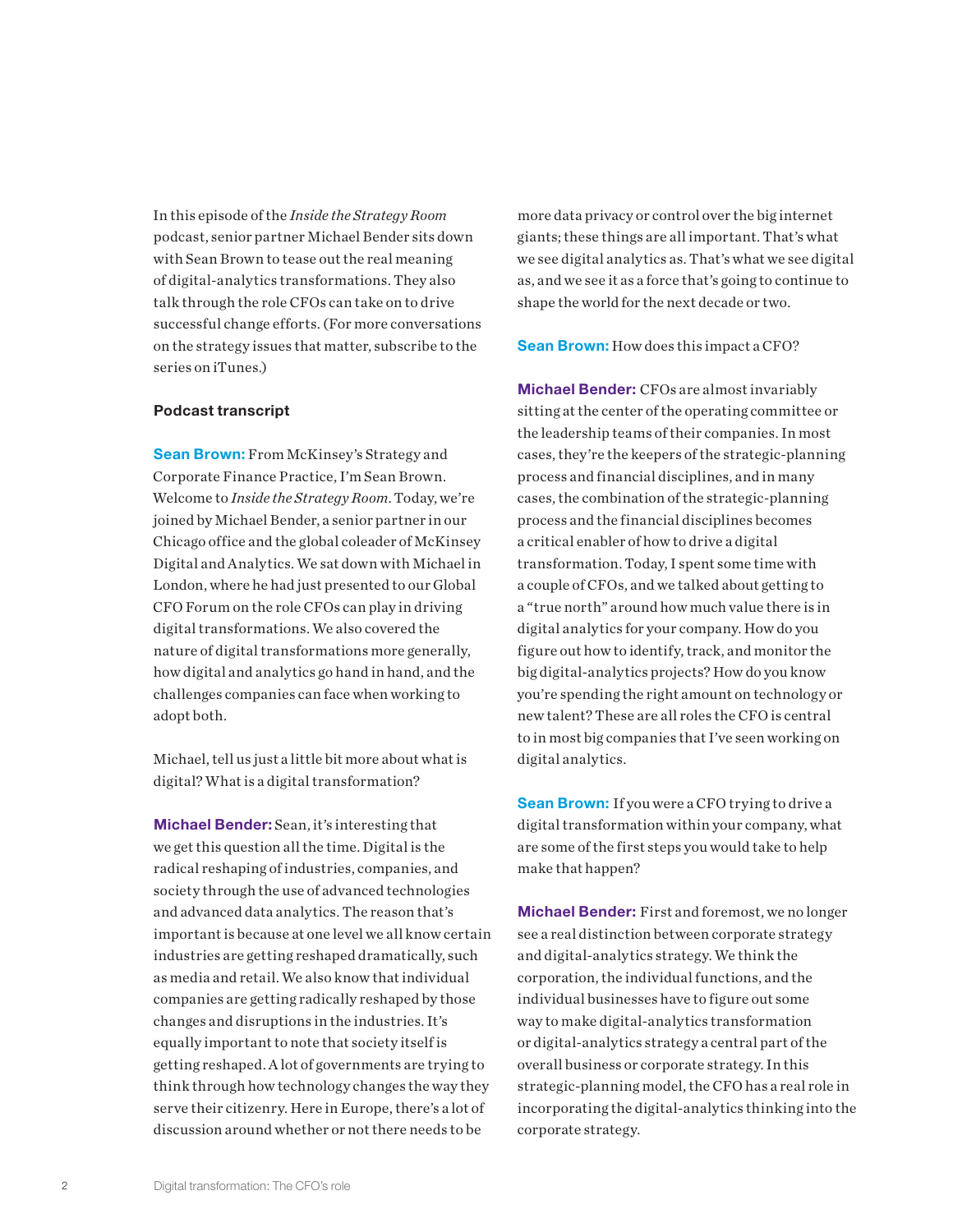In this episode of the *Inside the Strategy Room* podcast, senior partner Michael Bender sits down with Sean Brown to tease out the real meaning of digital-analytics transformations. They also talk through the role CFOs can take on to drive successful change efforts. (For more conversations on the strategy issues that matter, subscribe to the series on iTunes.)

**Podcast transcript**

**Sean Brown:** From McKinsey's Strategy and Corporate Finance Practice, I'm Sean Brown. Welcome to *Inside the Strategy Room*. Today, we're joined by Michael Bender, a senior partner in our Chicago office and the global coleader of McKinsey Digital and Analytics. We sat down with Michael in London, where he had just presented to our Global CFO Forum on the role CFOs can play in driving digital transformations. We also covered the nature of digital transformations more generally, how digital and analytics go hand in hand, and the challenges companies can face when working to adopt both.

Michael, tell us just a little bit more about what is digital? What is a digital transformation?

**Michael Bender:** Sean, it's interesting that we get this question all the time. Digital is the radical reshaping of industries, companies, and society through the use of advanced technologies and advanced data analytics. The reason that's important is because at one level we all know certain industries are getting reshaped dramatically, such as media and retail. We also know that individual companies are getting radically reshaped by those changes and disruptions in the industries. It's equally important to note that society itself is getting reshaped. A lot of governments are trying to think through how technology changes the way they serve their citizenry. Here in Europe, there's a lot of discussion around whether or not there needs to be more data privacy or control over the big internet giants; these things are all important. That's what we see digital analytics as. That's what we see digital as, and we see it as a force that's going to continue to shape the world for the next decade or two.

**Sean Brown:** How does this impact a CFO?

**Michael Bender:** CFOs are almost invariably sitting at the center of the operating committee or the leadership teams of their companies. In most cases, they're the keepers of the strategic-planning process and financial disciplines, and in many cases, the combination of the strategic-planning process and the financial disciplines becomes a critical enabler of how to drive a digital transformation. Today, I spent some time with a couple of CFOs, and we talked about getting to a "true north" around how much value there is in digital analytics for your company. How do you figure out how to identify, track, and monitor the big digital-analytics projects? How do you know you're spending the right amount on technology or new talent? These are all roles the CFO is central to in most big companies that I've seen working on digital analytics.

**Sean Brown:** If you were a CFO trying to drive a digital transformation within your company, what are some of the first steps you would take to help make that happen?

**Michael Bender:** First and foremost, we no longer see a real distinction between corporate strategy and digital-analytics strategy. We think the corporation, the individual functions, and the individual businesses have to figure out some way to make digital-analytics transformation or digital-analytics strategy a central part of the overall business or corporate strategy. In this strategic-planning model, the CFO has a real role in incorporating the digital-analytics thinking into the corporate strategy.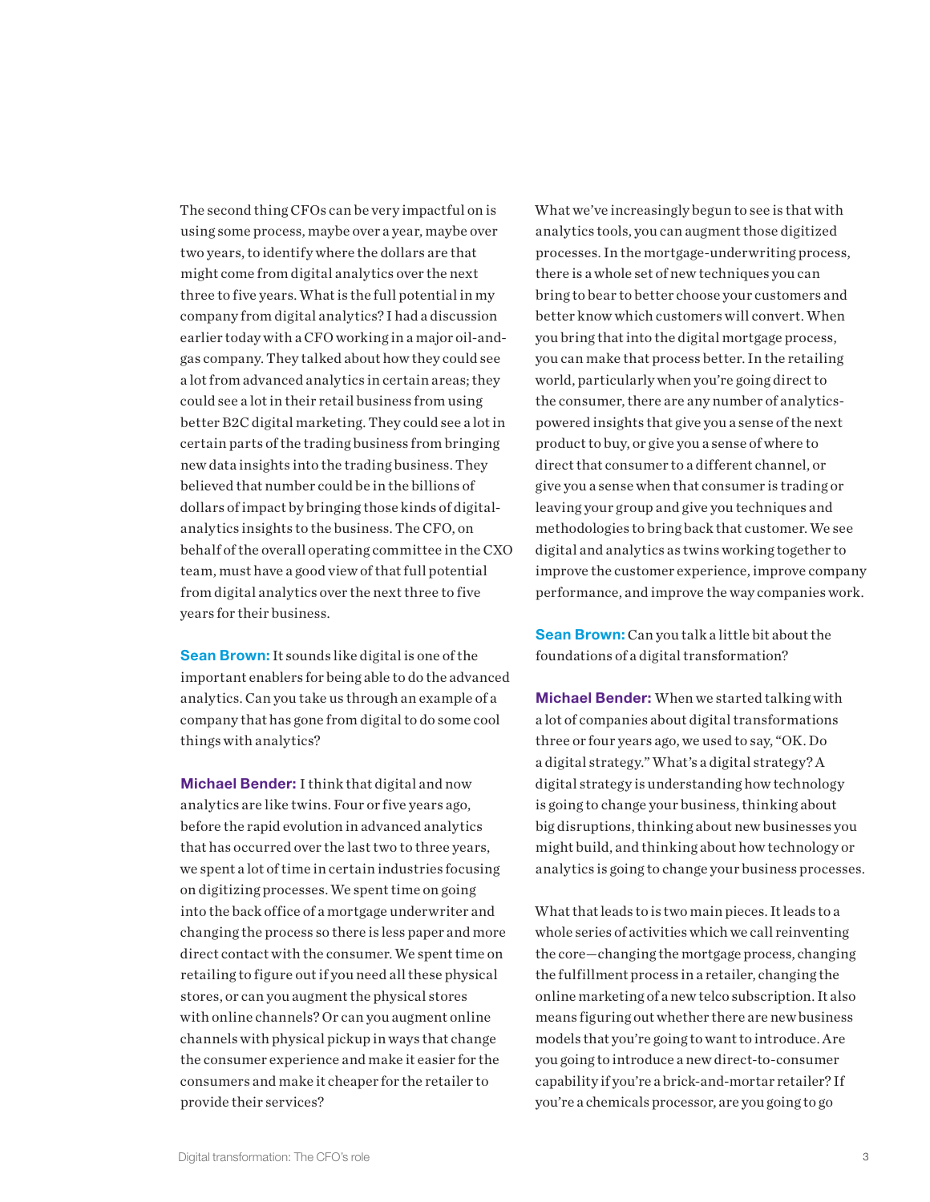The second thing CFOs can be very impactful on is using some process, maybe over a year, maybe over two years, to identify where the dollars are that might come from digital analytics over the next three to five years. What is the full potential in my company from digital analytics? I had a discussion earlier today with a CFO working in a major oil-and-gas company. They talked about how they could see a lot from advanced analytics in certain areas; they could see a lot in their retail business from using better B2C digital marketing. They could see a lot in certain parts of the trading business from bringing new data insights into the trading business. They believed that number could be in the billions of dollars of impact by bringing those kinds of digital-analytics insights to the business. The CFO, on behalf of the overall operating committee in the CXO team, must have a good view of that full potential from digital analytics over the next three to five years for their business.

**Sean Brown:** It sounds like digital is one of the important enablers for being able to do the advanced analytics. Can you take us through an example of a company that has gone from digital to do some cool things with analytics?

**Michael Bender:** I think that digital and now analytics are like twins. Four or five years ago, before the rapid evolution in advanced analytics that has occurred over the last two to three years, we spent a lot of time in certain industries focusing on digitizing processes. We spent time on going into the back office of a mortgage underwriter and changing the process so there is less paper and more direct contact with the consumer. We spent time on retailing to figure out if you need all these physical stores, or can you augment the physical stores with online channels? Or can you augment online channels with physical pickup in ways that change the consumer experience and make it easier for the consumers and make it cheaper for the retailer to provide their services?

What we've increasingly begun to see is that with analytics tools, you can augment those digitized processes. In the mortgage-underwriting process, there is a whole set of new techniques you can bring to bear to better choose your customers and better know which customers will convert. When you bring that into the digital mortgage process, you can make that process better. In the retailing world, particularly when you're going direct to the consumer, there are any number of analytics-powered insights that give you a sense of the next product to buy, or give you a sense of where to direct that consumer to a different channel, or give you a sense when that consumer is trading or leaving your group and give you techniques and methodologies to bring back that customer. We see digital and analytics as twins working together to improve the customer experience, improve company performance, and improve the way companies work.

**Sean Brown:** Can you talk a little bit about the foundations of a digital transformation?

**Michael Bender:** When we started talking with a lot of companies about digital transformations three or four years ago, we used to say, "OK. Do a digital strategy." What's a digital strategy? A digital strategy is understanding how technology is going to change your business, thinking about big disruptions, thinking about new businesses you might build, and thinking about how technology or analytics is going to change your business processes.

What that leads to is two main pieces. It leads to a whole series of activities which we call reinventing the core—changing the mortgage process, changing the fulfillment process in a retailer, changing the online marketing of a new telco subscription. It also means figuring out whether there are new business models that you're going to want to introduce. Are you going to introduce a new direct-to-consumer capability if you're a brick-and-mortar retailer? If you're a chemicals processor, are you going to go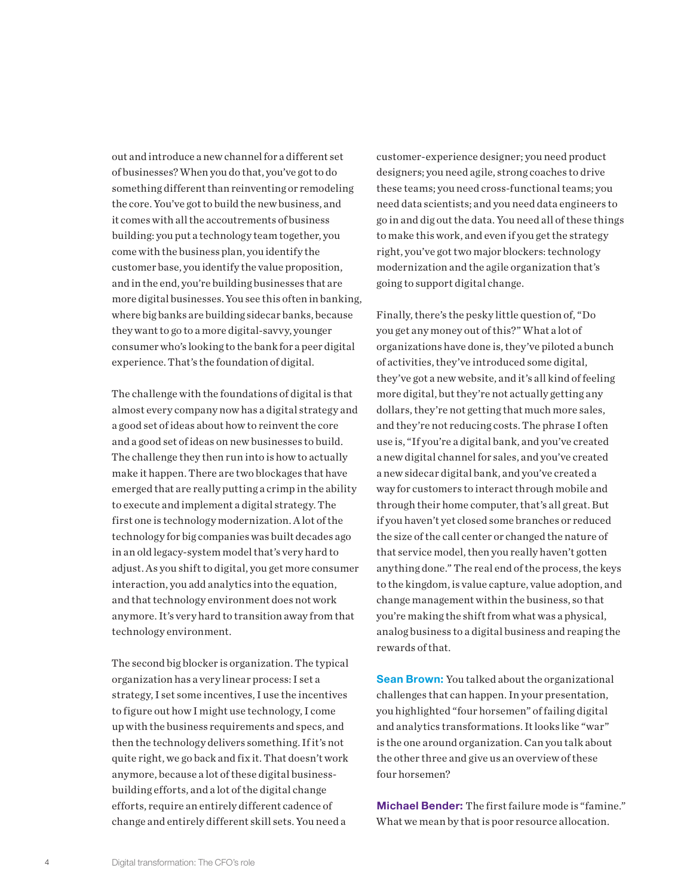out and introduce a new channel for a different set of businesses? When you do that, you've got to do something different than reinventing or remodeling the core. You've got to build the new business, and it comes with all the accoutrements of business building: you put a technology team together, you come with the business plan, you identify the customer base, you identify the value proposition, and in the end, you're building businesses that are more digital businesses. You see this often in banking, where big banks are building sidecar banks, because they want to go to a more digital-savvy, younger consumer who's looking to the bank for a peer digital experience. That's the foundation of digital.

The challenge with the foundations of digital is that almost every company now has a digital strategy and a good set of ideas about how to reinvent the core and a good set of ideas on new businesses to build. The challenge they then run into is how to actually make it happen. There are two blockages that have emerged that are really putting a crimp in the ability to execute and implement a digital strategy. The first one is technology modernization. A lot of the technology for big companies was built decades ago in an old legacy-system model that's very hard to adjust. As you shift to digital, you get more consumer interaction, you add analytics into the equation, and that technology environment does not work anymore. It's very hard to transition away from that technology environment.

The second big blocker is organization. The typical organization has a very linear process: I set a strategy, I set some incentives, I use the incentives to figure out how I might use technology, I come up with the business requirements and specs, and then the technology delivers something. If it's not quite right, we go back and fix it. That doesn't work anymore, because a lot of these digital business-building efforts, and a lot of the digital change efforts, require an entirely different cadence of change and entirely different skill sets. You need a customer-experience designer; you need product designers; you need agile, strong coaches to drive these teams; you need cross-functional teams; you need data scientists; and you need data engineers to go in and dig out the data. You need all of these things to make this work, and even if you get the strategy right, you've got two major blockers: technology modernization and the agile organization that's going to support digital change.

Finally, there's the pesky little question of, "Do you get any money out of this?" What a lot of organizations have done is, they've piloted a bunch of activities, they've introduced some digital, they've got a new website, and it's all kind of feeling more digital, but they're not actually getting any dollars, they're not getting that much more sales, and they're not reducing costs. The phrase I often use is, "If you're a digital bank, and you've created a new digital channel for sales, and you've created a new sidecar digital bank, and you've created a way for customers to interact through mobile and through their home computer, that's all great. But if you haven't yet closed some branches or reduced the size of the call center or changed the nature of that service model, then you really haven't gotten anything done." The real end of the process, the keys to the kingdom, is value capture, value adoption, and change management within the business, so that you're making the shift from what was a physical, analog business to a digital business and reaping the rewards of that.

**Sean Brown:** You talked about the organizational challenges that can happen. In your presentation, you highlighted "four horsemen" of failing digital and analytics transformations. It looks like "war" is the one around organization. Can you talk about the other three and give us an overview of these four horsemen?

**Michael Bender:** The first failure mode is "famine." What we mean by that is poor resource allocation.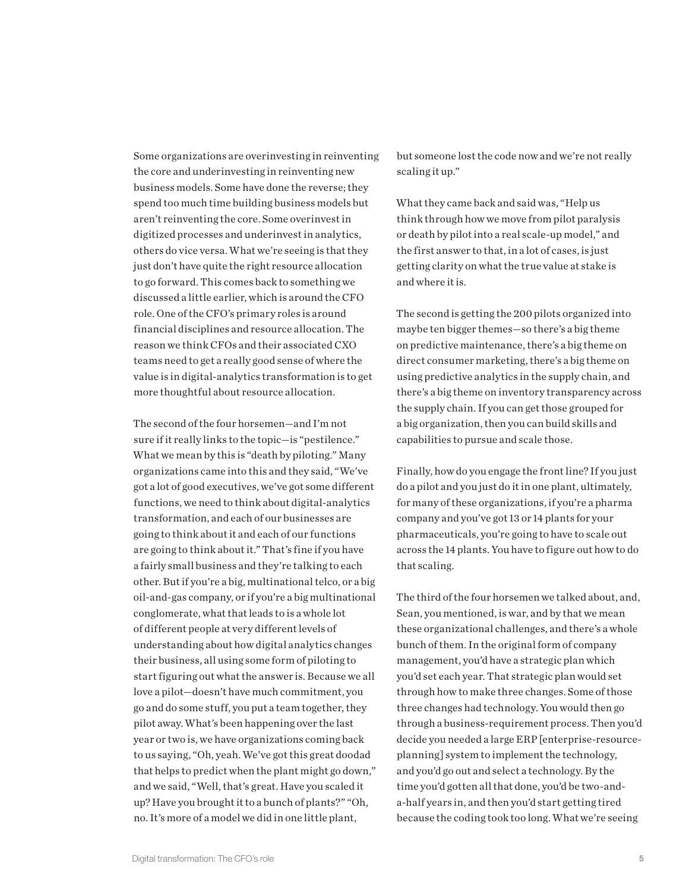Some organizations are overinvesting in reinventing the core and underinvesting in reinventing new business models. Some have done the reverse; they spend too much time building business models but aren't reinventing the core. Some overinvest in digitized processes and underinvest in analytics, others do vice versa. What we're seeing is that they just don't have quite the right resource allocation to go forward. This comes back to something we discussed a little earlier, which is around the CFO role. One of the CFO's primary roles is around financial disciplines and resource allocation. The reason we think CFOs and their associated CXO teams need to get a really good sense of where the value is in digital-analytics transformation is to get more thoughtful about resource allocation.

The second of the four horsemen—and I'm not sure if it really links to the topic—is "pestilence." What we mean by this is "death by piloting." Many organizations came into this and they said, "We've got a lot of good executives, we've got some different functions, we need to think about digital-analytics transformation, and each of our businesses are going to think about it and each of our functions are going to think about it." That's fine if you have a fairly small business and they're talking to each other. But if you're a big, multinational telco, or a big oil-and-gas company, or if you're a big multinational conglomerate, what that leads to is a whole lot of different people at very different levels of understanding about how digital analytics changes their business, all using some form of piloting to start figuring out what the answer is. Because we all love a pilot—doesn't have much commitment, you go and do some stuff, you put a team together, they pilot away. What's been happening over the last year or two is, we have organizations coming back to us saying, "Oh, yeah. We've got this great doodad that helps to predict when the plant might go down," and we said, "Well, that's great. Have you scaled it up? Have you brought it to a bunch of plants?" "Oh, no. It's more of a model we did in one little plant, but someone lost the code now and we're not really scaling it up."

What they came back and said was, "Help us think through how we move from pilot paralysis or death by pilot into a real scale-up model," and the first answer to that, in a lot of cases, is just getting clarity on what the true value at stake is and where it is.

The second is getting the 200 pilots organized into maybe ten bigger themes—so there's a big theme on predictive maintenance, there's a big theme on direct consumer marketing, there's a big theme on using predictive analytics in the supply chain, and there's a big theme on inventory transparency across the supply chain. If you can get those grouped for a big organization, then you can build skills and capabilities to pursue and scale those.

Finally, how do you engage the front line? If you just do a pilot and you just do it in one plant, ultimately, for many of these organizations, if you're a pharma company and you've got 13 or 14 plants for your pharmaceuticals, you're going to have to scale out across the 14 plants. You have to figure out how to do that scaling.

The third of the four horsemen we talked about, and, Sean, you mentioned, is war, and by that we mean these organizational challenges, and there's a whole bunch of them. In the original form of company management, you'd have a strategic plan which you'd set each year. That strategic plan would set through how to make three changes. Some of those three changes had technology. You would then go through a business-requirement process. Then you'd decide you needed a large ERP [enterprise-resource-planning] system to implement the technology, and you'd go out and select a technology. By the time you'd gotten all that done, you'd be two-and-a-half years in, and then you'd start getting tired because the coding took too long. What we're seeing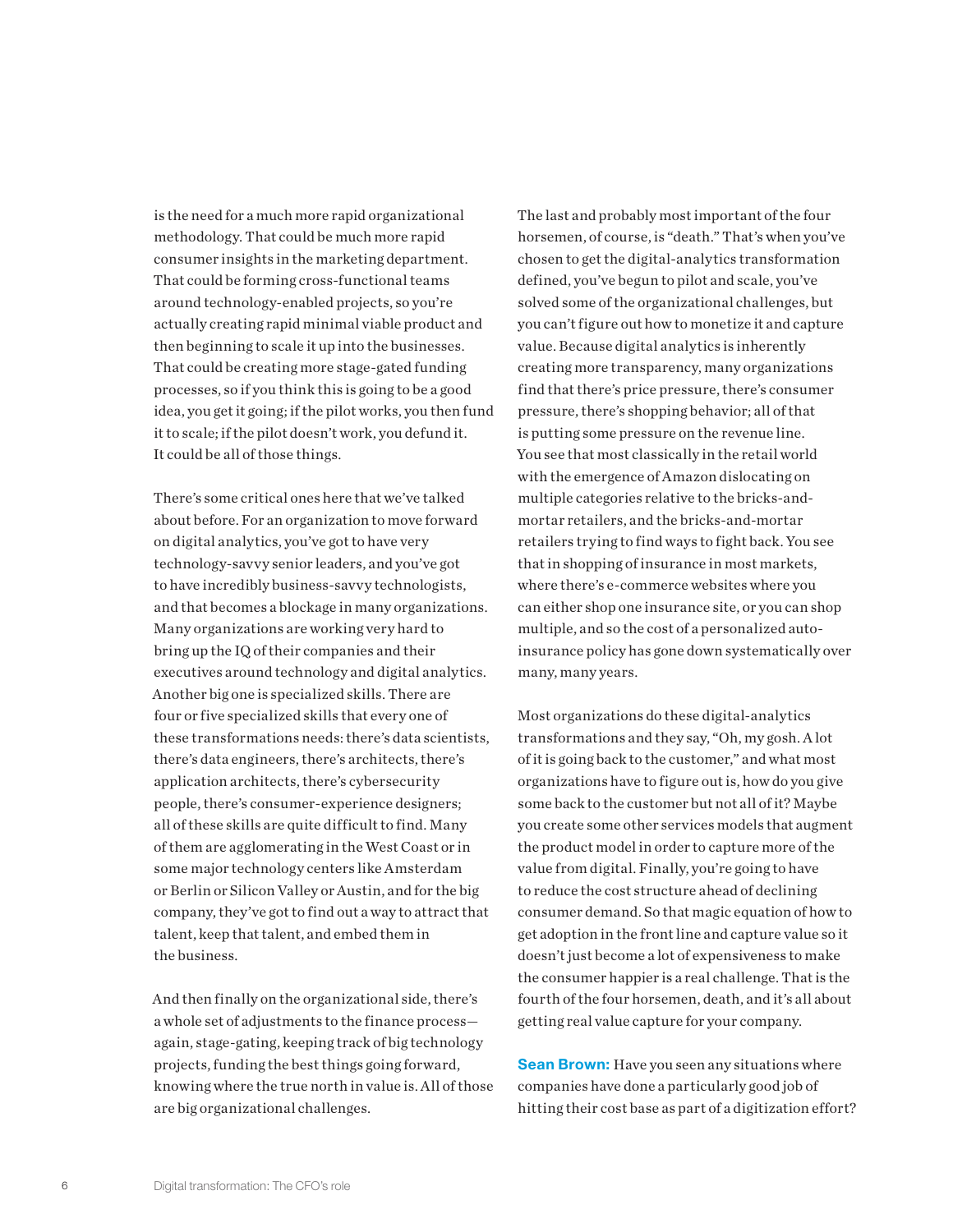is the need for a much more rapid organizational methodology. That could be much more rapid consumer insights in the marketing department. That could be forming cross-functional teams around technology-enabled projects, so you're actually creating rapid minimal viable product and then beginning to scale it up into the businesses. That could be creating more stage-gated funding processes, so if you think this is going to be a good idea, you get it going; if the pilot works, you then fund it to scale; if the pilot doesn't work, you defund it. It could be all of those things.

There's some critical ones here that we've talked about before. For an organization to move forward on digital analytics, you've got to have very technology-savvy senior leaders, and you've got to have incredibly business-savvy technologists, and that becomes a blockage in many organizations. Many organizations are working very hard to bring up the IQ of their companies and their executives around technology and digital analytics. Another big one is specialized skills. There are four or five specialized skills that every one of these transformations needs: there's data scientists, there's data engineers, there's architects, there's application architects, there's cybersecurity people, there's consumer-experience designers; all of these skills are quite difficult to find. Many of them are agglomerating in the West Coast or in some major technology centers like Amsterdam or Berlin or Silicon Valley or Austin, and for the big company, they've got to find out a way to attract that talent, keep that talent, and embed them in the business.

And then finally on the organizational side, there's a whole set of adjustments to the finance process—again, stage-gating, keeping track of big technology projects, funding the best things going forward, knowing where the true north in value is. All of those are big organizational challenges.

The last and probably most important of the four horsemen, of course, is "death." That's when you've chosen to get the digital-analytics transformation defined, you've begun to pilot and scale, you've solved some of the organizational challenges, but you can't figure out how to monetize it and capture value. Because digital analytics is inherently creating more transparency, many organizations find that there's price pressure, there's consumer pressure, there's shopping behavior; all of that is putting some pressure on the revenue line. You see that most classically in the retail world with the emergence of Amazon dislocating on multiple categories relative to the bricks-and-mortar retailers, and the bricks-and-mortar retailers trying to find ways to fight back. You see that in shopping of insurance in most markets, where there's e-commerce websites where you can either shop one insurance site, or you can shop multiple, and so the cost of a personalized auto-insurance policy has gone down systematically over many, many years.

Most organizations do these digital-analytics transformations and they say, "Oh, my gosh. A lot of it is going back to the customer," and what most organizations have to figure out is, how do you give some back to the customer but not all of it? Maybe you create some other services models that augment the product model in order to capture more of the value from digital. Finally, you're going to have to reduce the cost structure ahead of declining consumer demand. So that magic equation of how to get adoption in the front line and capture value so it doesn't just become a lot of expensiveness to make the consumer happier is a real challenge. That is the fourth of the four horsemen, death, and it's all about getting real value capture for your company.

**Sean Brown:** Have you seen any situations where companies have done a particularly good job of hitting their cost base as part of a digitization effort?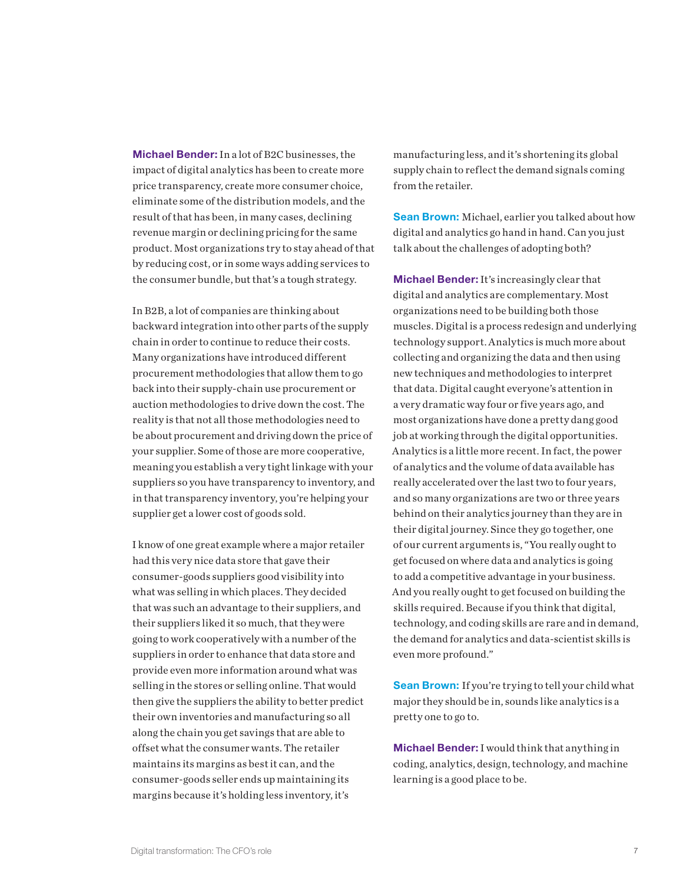**Michael Bender:** In a lot of B2C businesses, the impact of digital analytics has been to create more price transparency, create more consumer choice, eliminate some of the distribution models, and the result of that has been, in many cases, declining revenue margin or declining pricing for the same product. Most organizations try to stay ahead of that by reducing cost, or in some ways adding services to the consumer bundle, but that's a tough strategy.

In B2B, a lot of companies are thinking about backward integration into other parts of the supply chain in order to continue to reduce their costs. Many organizations have introduced different procurement methodologies that allow them to go back into their supply-chain use procurement or auction methodologies to drive down the cost. The reality is that not all those methodologies need to be about procurement and driving down the price of your supplier. Some of those are more cooperative, meaning you establish a very tight linkage with your suppliers so you have transparency to inventory, and in that transparency inventory, you're helping your supplier get a lower cost of goods sold.

I know of one great example where a major retailer had this very nice data store that gave their consumer-goods suppliers good visibility into what was selling in which places. They decided that was such an advantage to their suppliers, and their suppliers liked it so much, that they were going to work cooperatively with a number of the suppliers in order to enhance that data store and provide even more information around what was selling in the stores or selling online. That would then give the suppliers the ability to better predict their own inventories and manufacturing so all along the chain you get savings that are able to offset what the consumer wants. The retailer maintains its margins as best it can, and the consumer-goods seller ends up maintaining its margins because it's holding less inventory, it's manufacturing less, and it's shortening its global supply chain to reflect the demand signals coming from the retailer.

**Sean Brown:** Michael, earlier you talked about how digital and analytics go hand in hand. Can you just talk about the challenges of adopting both?

**Michael Bender:** It's increasingly clear that digital and analytics are complementary. Most organizations need to be building both those muscles. Digital is a process redesign and underlying technology support. Analytics is much more about collecting and organizing the data and then using new techniques and methodologies to interpret that data. Digital caught everyone's attention in a very dramatic way four or five years ago, and most organizations have done a pretty dang good job at working through the digital opportunities. Analytics is a little more recent. In fact, the power of analytics and the volume of data available has really accelerated over the last two to four years, and so many organizations are two or three years behind on their analytics journey than they are in their digital journey. Since they go together, one of our current arguments is, "You really ought to get focused on where data and analytics is going to add a competitive advantage in your business. And you really ought to get focused on building the skills required. Because if you think that digital, technology, and coding skills are rare and in demand, the demand for analytics and data-scientist skills is even more profound."

**Sean Brown:** If you're trying to tell your child what major they should be in, sounds like analytics is a pretty one to go to.

**Michael Bender:** I would think that anything in coding, analytics, design, technology, and machine learning is a good place to be.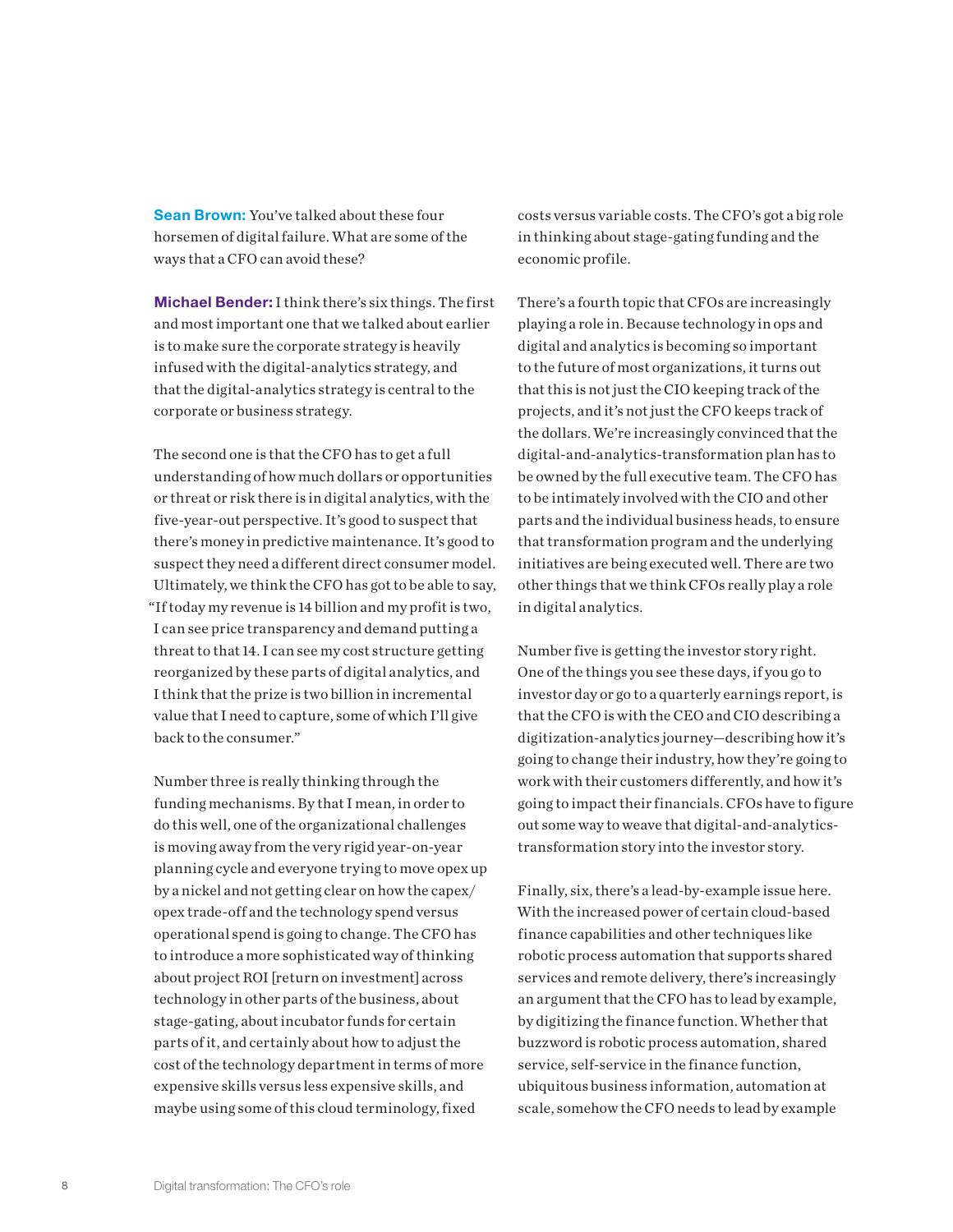**Sean Brown:** You've talked about these four horsemen of digital failure. What are some of the ways that a CFO can avoid these?

**Michael Bender:** I think there's six things. The first and most important one that we talked about earlier is to make sure the corporate strategy is heavily infused with the digital-analytics strategy, and that the digital-analytics strategy is central to the corporate or business strategy.

The second one is that the CFO has to get a full understanding of how much dollars or opportunities or threat or risk there is in digital analytics, with the five-year-out perspective. It's good to suspect that there's money in predictive maintenance. It's good to suspect they need a different direct consumer model. Ultimately, we think the CFO has got to be able to say, "If today my revenue is 14 billion and my profit is two, I can see price transparency and demand putting a threat to that 14. I can see my cost structure getting reorganized by these parts of digital analytics, and I think that the prize is two billion in incremental value that I need to capture, some of which I'll give back to the consumer."

Number three is really thinking through the funding mechanisms. By that I mean, in order to do this well, one of the organizational challenges is moving away from the very rigid year-on-year planning cycle and everyone trying to move opex up by a nickel and not getting clear on how the capex/opex trade-off and the technology spend versus operational spend is going to change. The CFO has to introduce a more sophisticated way of thinking about project ROI [return on investment] across technology in other parts of the business, about stage-gating, about incubator funds for certain parts of it, and certainly about how to adjust the cost of the technology department in terms of more expensive skills versus less expensive skills, and maybe using some of this cloud terminology, fixed costs versus variable costs. The CFO's got a big role in thinking about stage-gating funding and the economic profile.

There's a fourth topic that CFOs are increasingly playing a role in. Because technology in ops and digital and analytics is becoming so important to the future of most organizations, it turns out that this is not just the CIO keeping track of the projects, and it's not just the CFO keeps track of the dollars. We're increasingly convinced that the digital-and-analytics-transformation plan has to be owned by the full executive team. The CFO has to be intimately involved with the CIO and other parts and the individual business heads, to ensure that transformation program and the underlying initiatives are being executed well. There are two other things that we think CFOs really play a role in digital analytics.

Number five is getting the investor story right. One of the things you see these days, if you go to investor day or go to a quarterly earnings report, is that the CFO is with the CEO and CIO describing a digitization-analytics journey—describing how it's going to change their industry, how they're going to work with their customers differently, and how it's going to impact their financials. CFOs have to figure out some way to weave that digital-and-analytics-transformation story into the investor story.

Finally, six, there's a lead-by-example issue here. With the increased power of certain cloud-based finance capabilities and other techniques like robotic process automation that supports shared services and remote delivery, there's increasingly an argument that the CFO has to lead by example, by digitizing the finance function. Whether that buzzword is robotic process automation, shared service, self-service in the finance function, ubiquitous business information, automation at scale, somehow the CFO needs to lead by example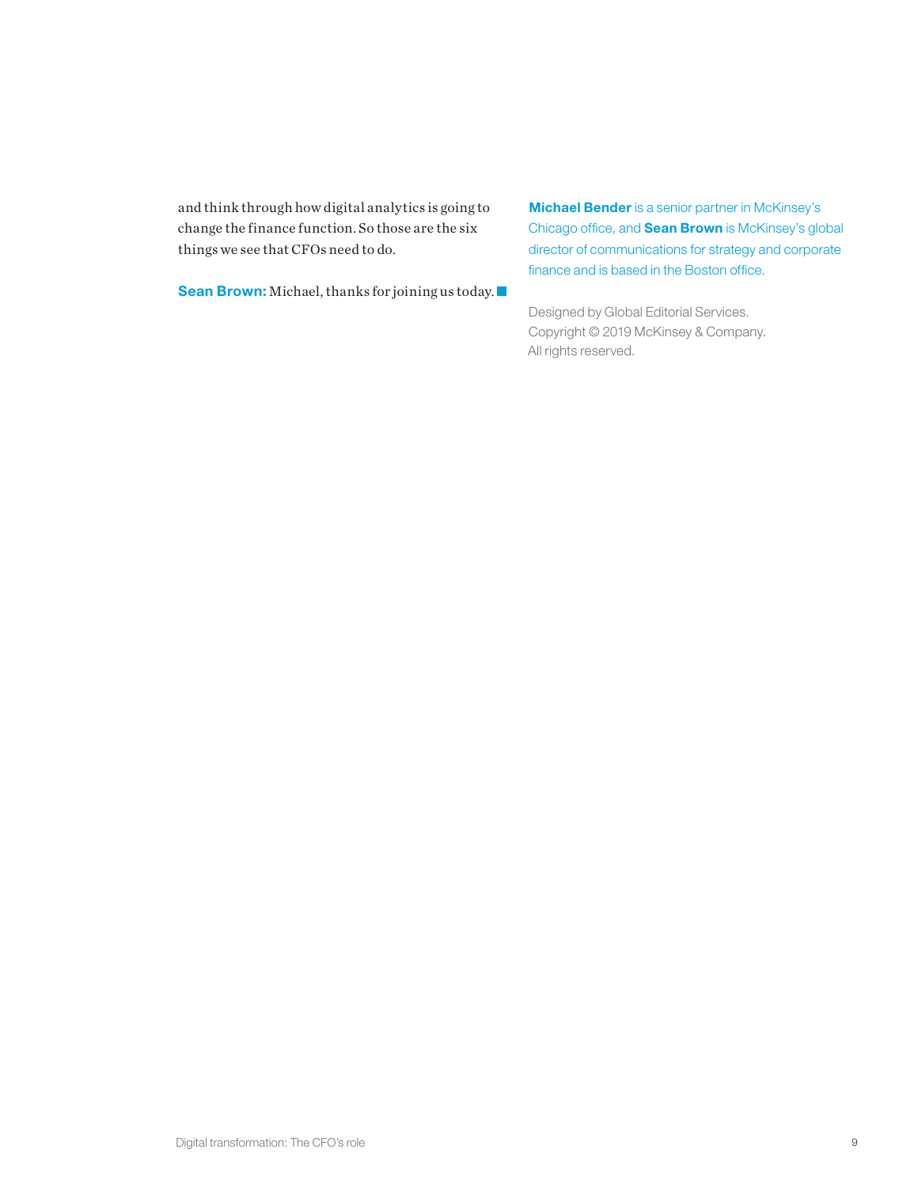and think through how digital analytics is going to change the finance function. So those are the six things we see that CFOs need to do.

**Sean Brown:** Michael, thanks for joining us today.

**Michael Bender** is a senior partner in McKinsey's Chicago office, and **Sean Brown** is McKinsey's global director of communications for strategy and corporate finance and is based in the Boston office.

Designed by Global Editorial Services.
Copyright © 2019 McKinsey & Company.
All rights reserved.